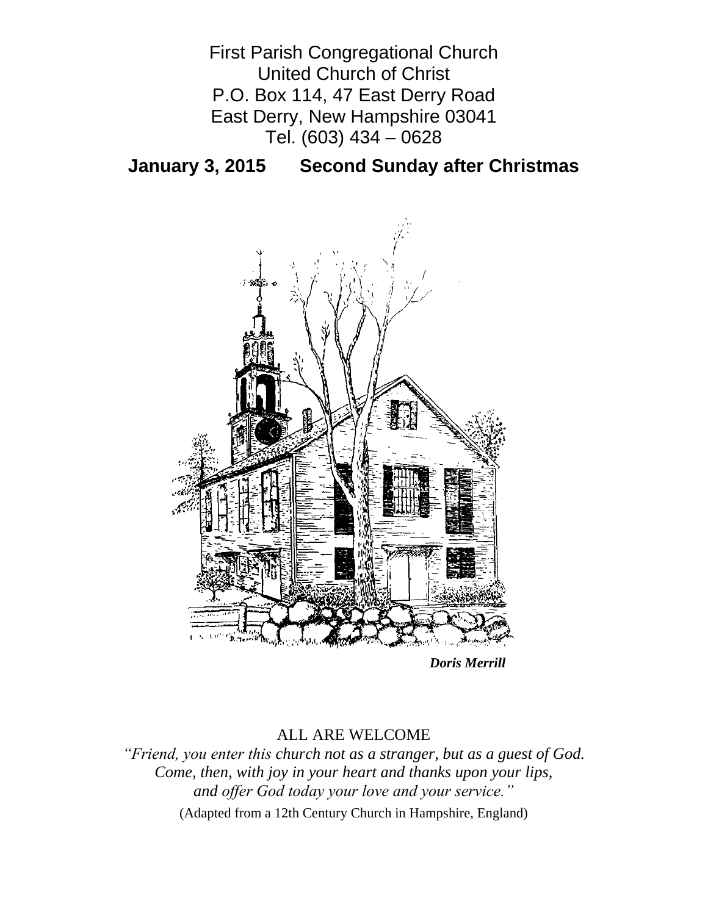First Parish Congregational Church
United Church of Christ
P.O. Box 114, 47 East Derry Road
East Derry, New Hampshire 03041
Tel. (603) 434 – 0628

## January 3, 2015 Second Sunday after Christmas

***Doris Merrill***

ALL ARE WELCOME

*"Friend, you enter this church not as a stranger, but as a guest of God.*
*Come, then, with joy in your heart and thanks upon your lips,*
*and offer God today your love and your service."*

(Adapted from a 12th Century Church in Hampshire, England)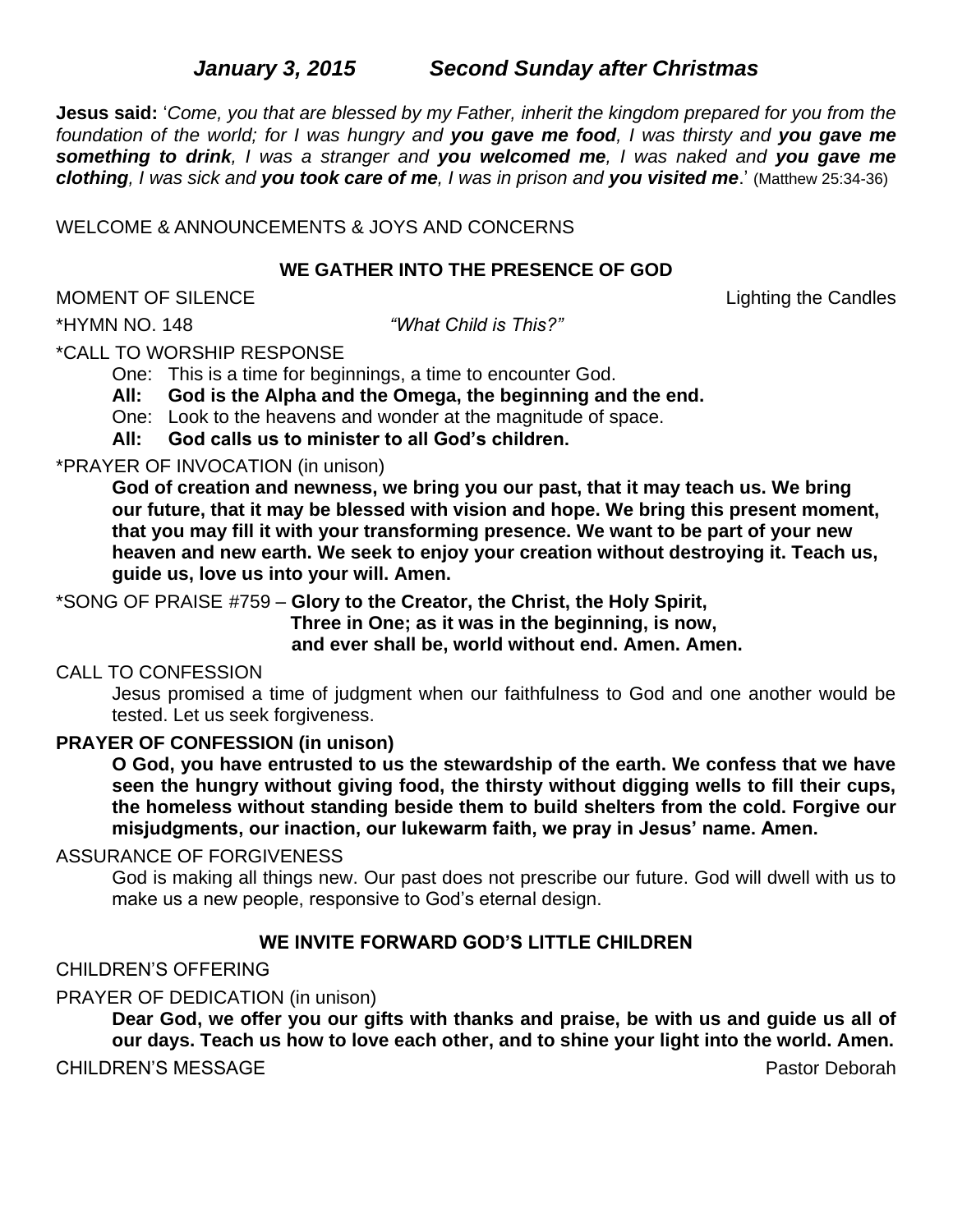## *January 3, 2015 Second Sunday after Christmas*

**Jesus said:** '*Come, you that are blessed by my Father, inherit the kingdom prepared for you from the foundation of the world; for I was hungry and **you gave me food**, I was thirsty and **you gave me something to drink**, I was a stranger and **you welcomed me**, I was naked and **you gave me clothing**, I was sick and **you took care of me**, I was in prison and **you visited me**.*' (Matthew 25:34-36)

WELCOME & ANNOUNCEMENTS & JOYS AND CONCERNS

### WE GATHER INTO THE PRESENCE OF GOD

MOMENT OF SILENCE — Lighting the Candles

*HYMN NO. 148 *"What Child is This?"*

*CALL TO WORSHIP RESPONSE

One: This is a time for beginnings, a time to encounter God.
**All: God is the Alpha and the Omega, the beginning and the end.**
One: Look to the heavens and wonder at the magnitude of space.
**All: God calls us to minister to all God's children.**

*PRAYER OF INVOCATION (in unison)

**God of creation and newness, we bring you our past, that it may teach us. We bring our future, that it may be blessed with vision and hope. We bring this present moment, that you may fill it with your transforming presence. We want to be part of your new heaven and new earth. We seek to enjoy your creation without destroying it. Teach us, guide us, love us into your will. Amen.**

*SONG OF PRAISE #759 – **Glory to the Creator, the Christ, the Holy Spirit, Three in One; as it was in the beginning, is now, and ever shall be, world without end. Amen. Amen.**

CALL TO CONFESSION

Jesus promised a time of judgment when our faithfulness to God and one another would be tested. Let us seek forgiveness.

**PRAYER OF CONFESSION (in unison)**

**O God, you have entrusted to us the stewardship of the earth. We confess that we have seen the hungry without giving food, the thirsty without digging wells to fill their cups, the homeless without standing beside them to build shelters from the cold. Forgive our misjudgments, our inaction, our lukewarm faith, we pray in Jesus' name. Amen.**

ASSURANCE OF FORGIVENESS

God is making all things new. Our past does not prescribe our future. God will dwell with us to make us a new people, responsive to God's eternal design.

### WE INVITE FORWARD GOD'S LITTLE CHILDREN

CHILDREN'S OFFERING

PRAYER OF DEDICATION (in unison)

**Dear God, we offer you our gifts with thanks and praise, be with us and guide us all of our days. Teach us how to love each other, and to shine your light into the world. Amen.**

CHILDREN'S MESSAGE — Pastor Deborah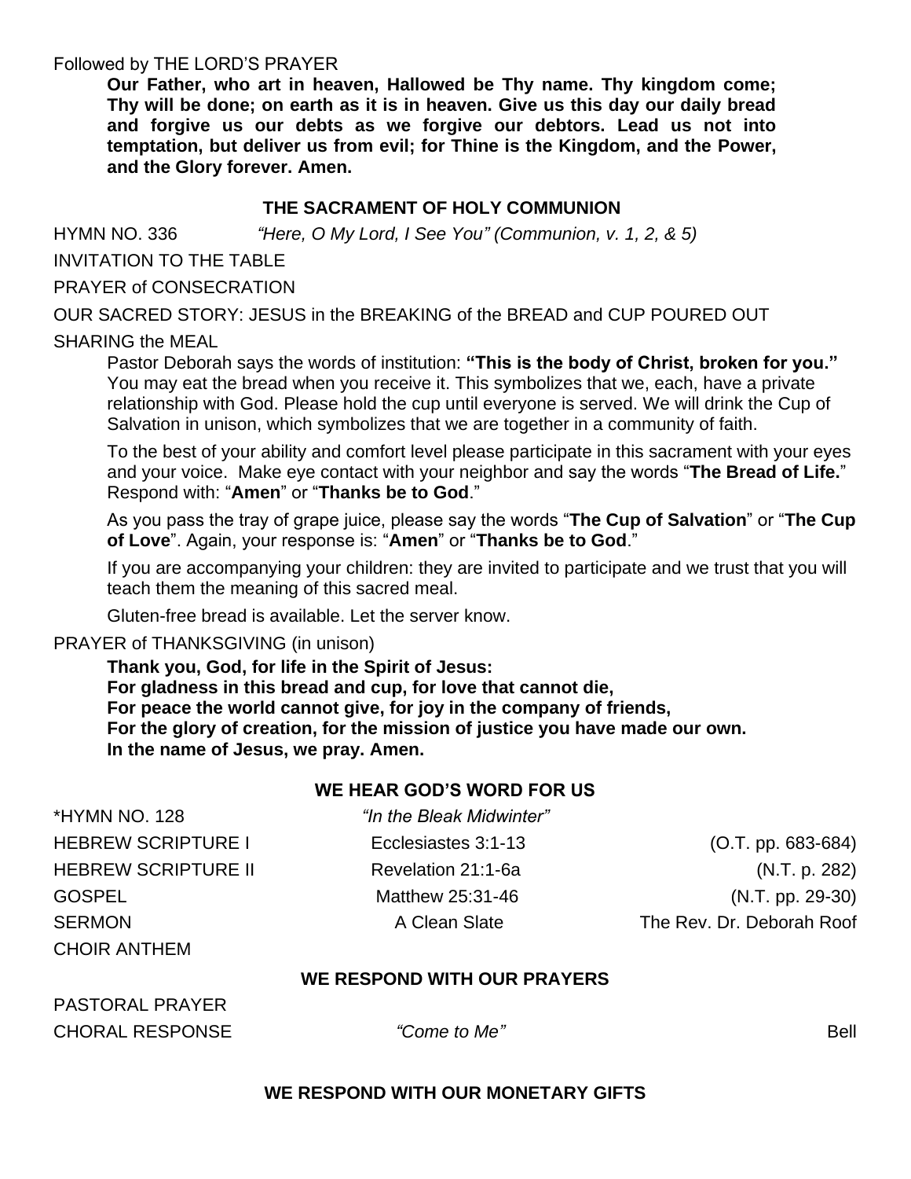Followed by THE LORD'S PRAYER

**Our Father, who art in heaven, Hallowed be Thy name. Thy kingdom come; Thy will be done; on earth as it is in heaven. Give us this day our daily bread and forgive us our debts as we forgive our debtors. Lead us not into temptation, but deliver us from evil; for Thine is the Kingdom, and the Power, and the Glory forever. Amen.**

## THE SACRAMENT OF HOLY COMMUNION

HYMN NO. 336 *"Here, O My Lord, I See You" (Communion, v. 1, 2, & 5)*

INVITATION TO THE TABLE

PRAYER of CONSECRATION

OUR SACRED STORY: JESUS in the BREAKING of the BREAD and CUP POURED OUT

SHARING the MEAL

Pastor Deborah says the words of institution: **"This is the body of Christ, broken for you."** You may eat the bread when you receive it. This symbolizes that we, each, have a private relationship with God. Please hold the cup until everyone is served. We will drink the Cup of Salvation in unison, which symbolizes that we are together in a community of faith.

To the best of your ability and comfort level please participate in this sacrament with your eyes and your voice. Make eye contact with your neighbor and say the words "**The Bread of Life.**" Respond with: "**Amen**" or "**Thanks be to God**."

As you pass the tray of grape juice, please say the words "**The Cup of Salvation**" or "**The Cup of Love**". Again, your response is: "**Amen**" or "**Thanks be to God**."

If you are accompanying your children: they are invited to participate and we trust that you will teach them the meaning of this sacred meal.

Gluten-free bread is available. Let the server know.

PRAYER of THANKSGIVING (in unison)

**Thank you, God, for life in the Spirit of Jesus:**
**For gladness in this bread and cup, for love that cannot die,**
**For peace the world cannot give, for joy in the company of friends,**
**For the glory of creation, for the mission of justice you have made our own.**
**In the name of Jesus, we pray. Amen.**

## WE HEAR GOD'S WORD FOR US

| | | |
|---|---|---|
| *HYMN NO. 128 | *"In the Bleak Midwinter"* | |
| HEBREW SCRIPTURE I | Ecclesiastes 3:1-13 | (O.T. pp. 683-684) |
| HEBREW SCRIPTURE II | Revelation 21:1-6a | (N.T. p. 282) |
| GOSPEL | Matthew 25:31-46 | (N.T. pp. 29-30) |
| SERMON | A Clean Slate | The Rev. Dr. Deborah Roof |
| CHOIR ANTHEM | | |

## WE RESPOND WITH OUR PRAYERS

PASTORAL PRAYER

CHORAL RESPONSE *"Come to Me"* Bell

## WE RESPOND WITH OUR MONETARY GIFTS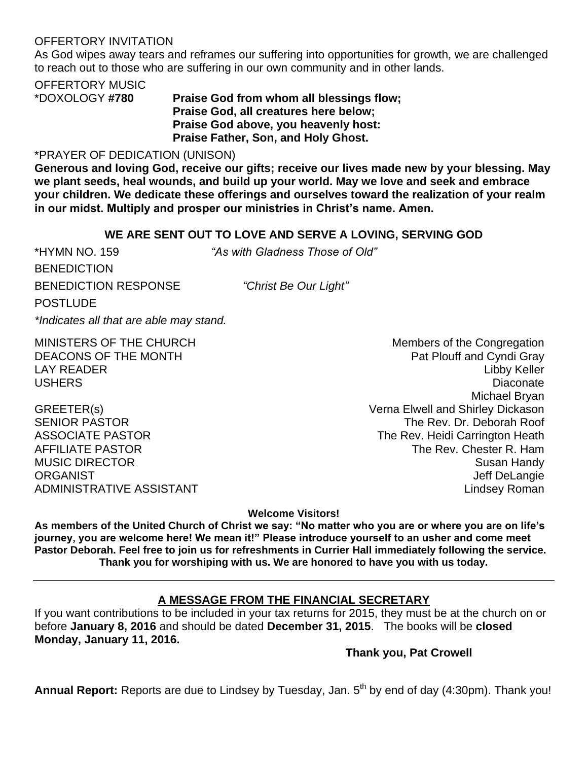OFFERTORY INVITATION

As God wipes away tears and reframes our suffering into opportunities for growth, we are challenged to reach out to those who are suffering in our own community and in other lands.

OFFERTORY MUSIC

*DOXOLOGY **#780** **Praise God from whom all blessings flow;**
**Praise God, all creatures here below;**
**Praise God above, you heavenly host:**
**Praise Father, Son, and Holy Ghost.**

*PRAYER OF DEDICATION (UNISON)

**Generous and loving God, receive our gifts; receive our lives made new by your blessing. May we plant seeds, heal wounds, and build up your world. May we love and seek and embrace your children. We dedicate these offerings and ourselves toward the realization of your realm in our midst. Multiply and prosper our ministries in Christ's name. Amen.**

### WE ARE SENT OUT TO LOVE AND SERVE A LOVING, SERVING GOD

*HYMN NO. 159 *"As with Gladness Those of Old"*

BENEDICTION

BENEDICTION RESPONSE *"Christ Be Our Light"*

POSTLUDE

*\*Indicates all that are able may stand.*

| | |
|---|---|
| MINISTERS OF THE CHURCH | Members of the Congregation |
| DEACONS OF THE MONTH | Pat Plouff and Cyndi Gray |
| LAY READER | Libby Keller |
| USHERS | Diaconate |
| | Michael Bryan |
| GREETER(s) | Verna Elwell and Shirley Dickason |
| SENIOR PASTOR | The Rev. Dr. Deborah Roof |
| ASSOCIATE PASTOR | The Rev. Heidi Carrington Heath |
| AFFILIATE PASTOR | The Rev. Chester R. Ham |
| MUSIC DIRECTOR | Susan Handy |
| ORGANIST | Jeff DeLangie |
| ADMINISTRATIVE ASSISTANT | Lindsey Roman |

**Welcome Visitors!**

**As members of the United Church of Christ we say: "No matter who you are or where you are on life's journey, you are welcome here! We mean it!" Please introduce yourself to an usher and come meet Pastor Deborah. Feel free to join us for refreshments in Currier Hall immediately following the service. Thank you for worshiping with us. We are honored to have you with us today.**

---

## A MESSAGE FROM THE FINANCIAL SECRETARY

If you want contributions to be included in your tax returns for 2015, they must be at the church on or before **January 8, 2016** and should be dated **December 31, 2015**. The books will be **closed Monday, January 11, 2016.**

**Thank you, Pat Crowell**

**Annual Report:** Reports are due to Lindsey by Tuesday, Jan. 5th by end of day (4:30pm). Thank you!